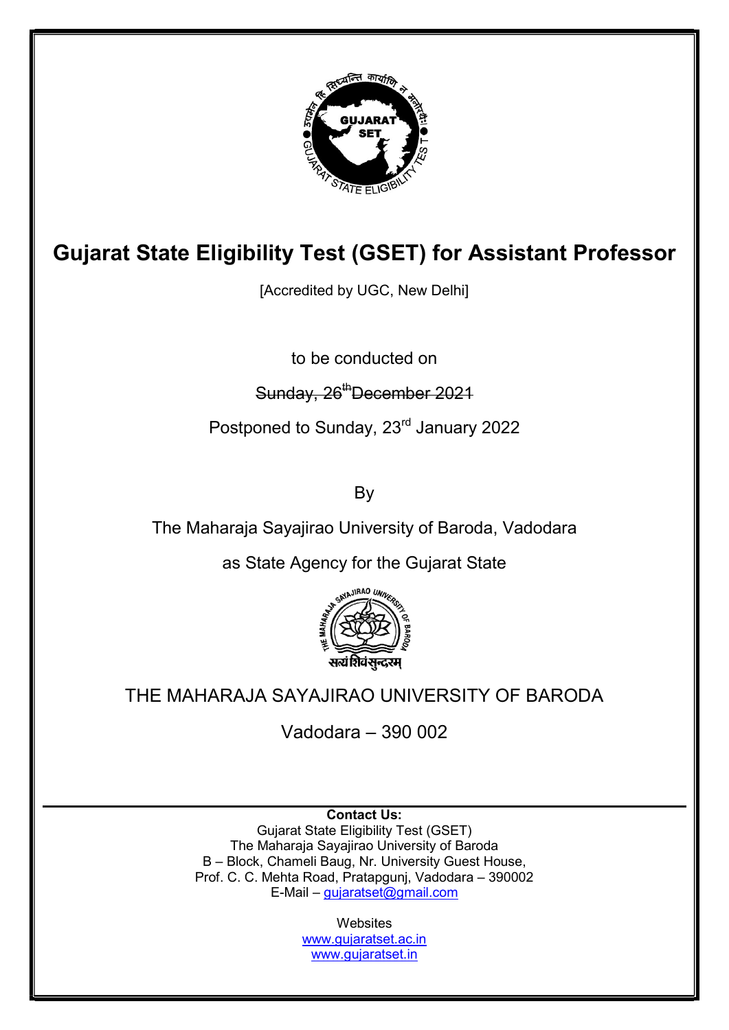# Gujarat State Eligibility Test (GSET) for Assistant Professor

[Accredited by UGC, New Delhi]

to be conducted on

~~Sunday, 26th December 2021~~

Postponed to Sunday, 23rd January 2022

By

The Maharaja Sayajirao University of Baroda, Vadodara

as State Agency for the Gujarat State

THE MAHARAJA SAYAJIRAO UNIVERSITY OF BARODA

Vadodara – 390 002

---

**Contact Us:**
Gujarat State Eligibility Test (GSET)
The Maharaja Sayajirao University of Baroda
B – Block, Chameli Baug, Nr. University Guest House,
Prof. C. C. Mehta Road, Pratapgunj, Vadodara – 390002
E-Mail – gujaratset@gmail.com

Websites
www.gujaratset.ac.in
www.gujaratset.in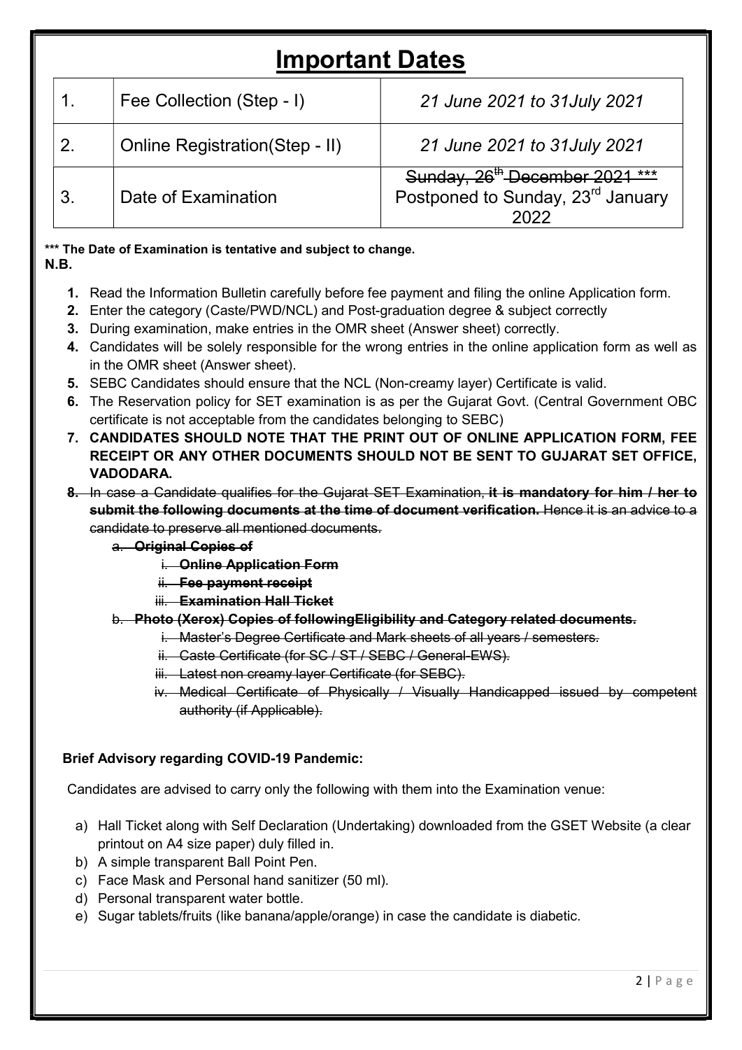# Important Dates

| | | |
|---|---|---|
| 1. | Fee Collection (Step - I) | *21 June 2021 to 31July 2021* |
| 2. | Online Registration(Step - II) | *21 June 2021 to 31July 2021* |
| 3. | Date of Examination | ~~Sunday, 26th December 2021 ***~~ Postponed to Sunday, 23rd January 2022 |

**\*\*\* The Date of Examination is tentative and subject to change.**

**N.B.**

1. Read the Information Bulletin carefully before fee payment and filing the online Application form.
2. Enter the category (Caste/PWD/NCL) and Post-graduation degree & subject correctly
3. During examination, make entries in the OMR sheet (Answer sheet) correctly.
4. Candidates will be solely responsible for the wrong entries in the online application form as well as in the OMR sheet (Answer sheet).
5. SEBC Candidates should ensure that the NCL (Non-creamy layer) Certificate is valid.
6. The Reservation policy for SET examination is as per the Gujarat Govt. (Central Government OBC certificate is not acceptable from the candidates belonging to SEBC)
7. **CANDIDATES SHOULD NOTE THAT THE PRINT OUT OF ONLINE APPLICATION FORM, FEE RECEIPT OR ANY OTHER DOCUMENTS SHOULD NOT BE SENT TO GUJARAT SET OFFICE, VADODARA.**
8. ~~In case a Candidate qualifies for the Gujarat SET Examination, **it is mandatory for him / her to submit the following documents at the time of document verification.** Hence it is an advice to a candidate to preserve all mentioned documents.~~
   a. ~~**Original Copies of**~~
      i. ~~**Online Application Form**~~
      ii. ~~**Fee payment receipt**~~
      iii. ~~**Examination Hall Ticket**~~
   b. ~~**Photo (Xerox) Copies of followingEligibility and Category related documents.**~~
      i. ~~Master's Degree Certificate and Mark sheets of all years / semesters.~~
      ii. ~~Caste Certificate (for SC / ST / SEBC / General-EWS).~~
      iii. ~~Latest non creamy layer Certificate (for SEBC).~~
      iv. ~~Medical Certificate of Physically / Visually Handicapped issued by competent authority (if Applicable).~~

**Brief Advisory regarding COVID-19 Pandemic:**

Candidates are advised to carry only the following with them into the Examination venue:

a) Hall Ticket along with Self Declaration (Undertaking) downloaded from the GSET Website (a clear printout on A4 size paper) duly filled in.
b) A simple transparent Ball Point Pen.
c) Face Mask and Personal hand sanitizer (50 ml).
d) Personal transparent water bottle.
e) Sugar tablets/fruits (like banana/apple/orange) in case the candidate is diabetic.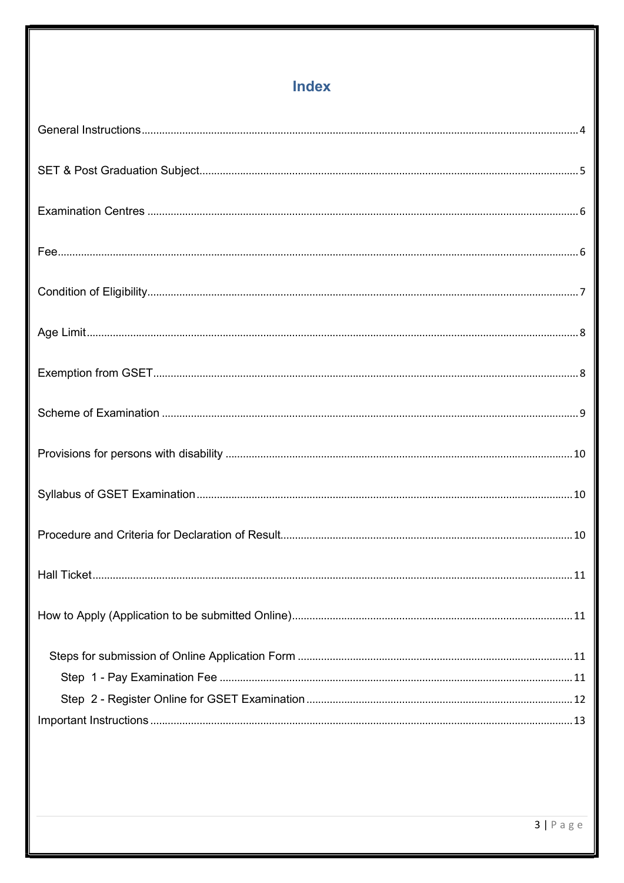# Index

General Instructions .................... 4

SET & Post Graduation Subject .................... 5

Examination Centres .................... 6

Fee .................... 6

Condition of Eligibility .................... 7

Age Limit .................... 8

Exemption from GSET .................... 8

Scheme of Examination .................... 9

Provisions for persons with disability .................... 10

Syllabus of GSET Examination .................... 10

Procedure and Criteria for Declaration of Result .................... 10

Hall Ticket .................... 11

How to Apply (Application to be submitted Online) .................... 11

- Steps for submission of Online Application Form .................... 11
  - Step 1 - Pay Examination Fee .................... 11
  - Step 2 - Register Online for GSET Examination .................... 12

Important Instructions .................... 13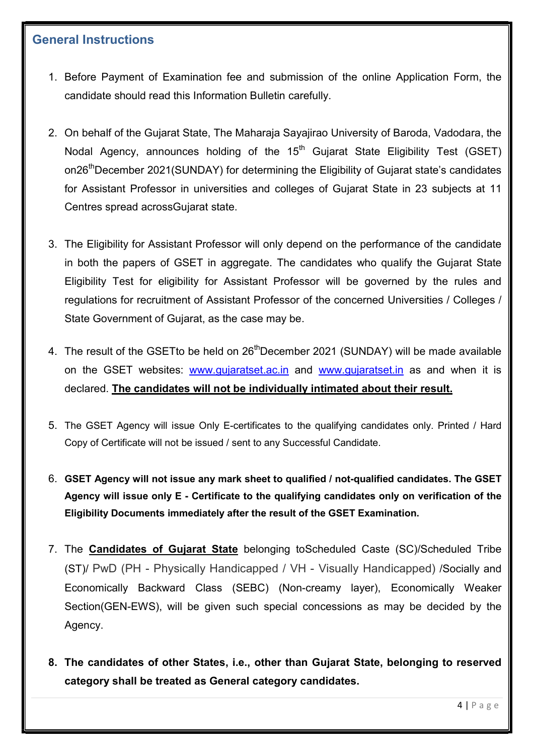## General Instructions

1. Before Payment of Examination fee and submission of the online Application Form, the candidate should read this Information Bulletin carefully.

2. On behalf of the Gujarat State, The Maharaja Sayajirao University of Baroda, Vadodara, the Nodal Agency, announces holding of the 15th Gujarat State Eligibility Test (GSET) on26thDecember 2021(SUNDAY) for determining the Eligibility of Gujarat state's candidates for Assistant Professor in universities and colleges of Gujarat State in 23 subjects at 11 Centres spread acrossGujarat state.

3. The Eligibility for Assistant Professor will only depend on the performance of the candidate in both the papers of GSET in aggregate. The candidates who qualify the Gujarat State Eligibility Test for eligibility for Assistant Professor will be governed by the rules and regulations for recruitment of Assistant Professor of the concerned Universities / Colleges / State Government of Gujarat, as the case may be.

4. The result of the GSETto be held on 26thDecember 2021 (SUNDAY) will be made available on the GSET websites: www.gujaratset.ac.in and www.gujaratset.in as and when it is declared. **The candidates will not be individually intimated about their result.**

5. The GSET Agency will issue Only E-certificates to the qualifying candidates only. Printed / Hard Copy of Certificate will not be issued / sent to any Successful Candidate.

6. **GSET Agency will not issue any mark sheet to qualified / not-qualified candidates. The GSET Agency will issue only E - Certificate to the qualifying candidates only on verification of the Eligibility Documents immediately after the result of the GSET Examination.**

7. The **Candidates of Gujarat State** belonging toScheduled Caste (SC)/Scheduled Tribe (ST)/ PwD (PH - Physically Handicapped / VH - Visually Handicapped) /Socially and Economically Backward Class (SEBC) (Non-creamy layer), Economically Weaker Section(GEN-EWS), will be given such special concessions as may be decided by the Agency.

8. **The candidates of other States, i.e., other than Gujarat State, belonging to reserved category shall be treated as General category candidates.**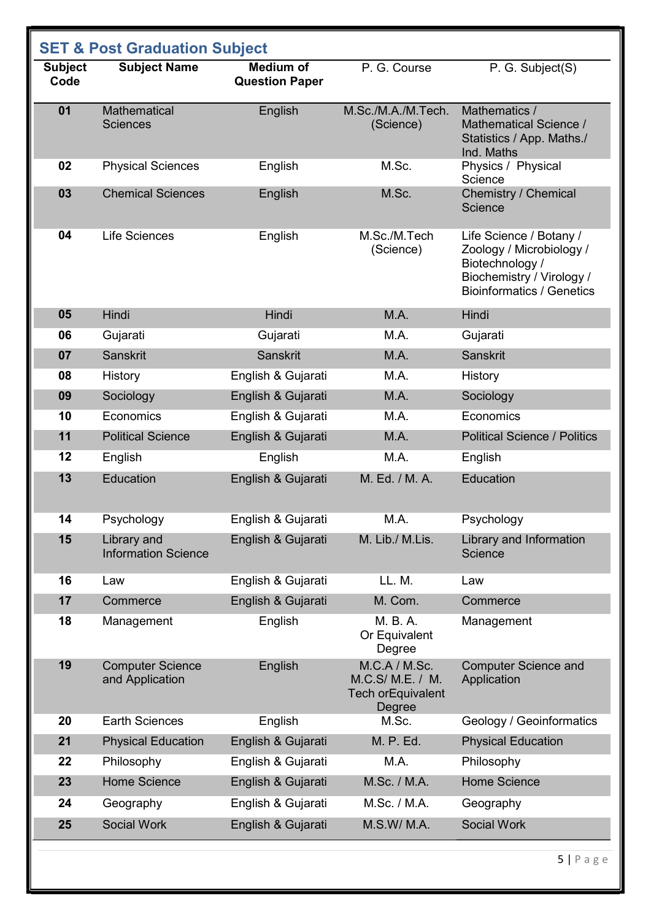## SET & Post Graduation Subject

| Subject Code | Subject Name | Medium of Question Paper | P. G. Course | P. G. Subject(S) |
|---|---|---|---|---|
| 01 | Mathematical Sciences | English | M.Sc./M.A./M.Tech. (Science) | Mathematics / Mathematical Science / Statistics / App. Maths./ Ind. Maths |
| 02 | Physical Sciences | English | M.Sc. | Physics / Physical Science |
| 03 | Chemical Sciences | English | M.Sc. | Chemistry / Chemical Science |
| 04 | Life Sciences | English | M.Sc./M.Tech (Science) | Life Science / Botany / Zoology / Microbiology / Biotechnology / Biochemistry / Virology / Bioinformatics / Genetics |
| 05 | Hindi | Hindi | M.A. | Hindi |
| 06 | Gujarati | Gujarati | M.A. | Gujarati |
| 07 | Sanskrit | Sanskrit | M.A. | Sanskrit |
| 08 | History | English & Gujarati | M.A. | History |
| 09 | Sociology | English & Gujarati | M.A. | Sociology |
| 10 | Economics | English & Gujarati | M.A. | Economics |
| 11 | Political Science | English & Gujarati | M.A. | Political Science / Politics |
| 12 | English | English | M.A. | English |
| 13 | Education | English & Gujarati | M. Ed. / M. A. | Education |
| 14 | Psychology | English & Gujarati | M.A. | Psychology |
| 15 | Library and Information Science | English & Gujarati | M. Lib./ M.Lis. | Library and Information Science |
| 16 | Law | English & Gujarati | LL. M. | Law |
| 17 | Commerce | English & Gujarati | M. Com. | Commerce |
| 18 | Management | English | M. B. A. Or Equivalent Degree | Management |
| 19 | Computer Science and Application | English | M.C.A / M.Sc. M.C.S/ M.E. / M. Tech orEquivalent Degree | Computer Science and Application |
| 20 | Earth Sciences | English | M.Sc. | Geology / Geoinformatics |
| 21 | Physical Education | English & Gujarati | M. P. Ed. | Physical Education |
| 22 | Philosophy | English & Gujarati | M.A. | Philosophy |
| 23 | Home Science | English & Gujarati | M.Sc. / M.A. | Home Science |
| 24 | Geography | English & Gujarati | M.Sc. / M.A. | Geography |
| 25 | Social Work | English & Gujarati | M.S.W/ M.A. | Social Work |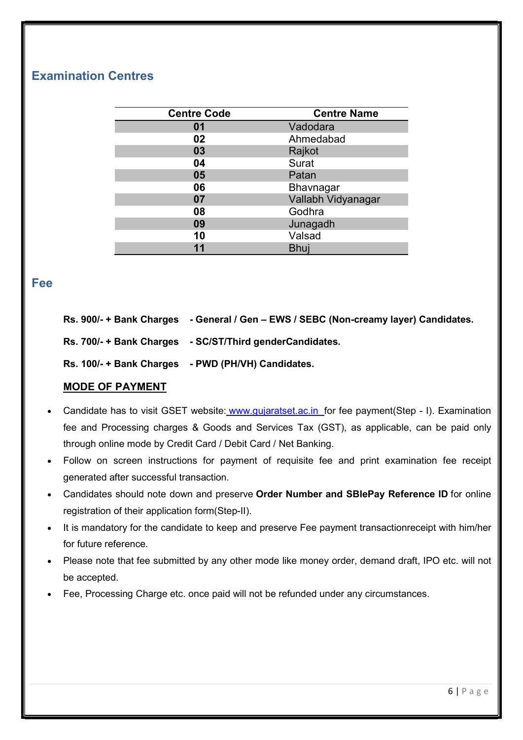## Examination Centres

| Centre Code | Centre Name |
|---|---|
| **01** | Vadodara |
| **02** | Ahmedabad |
| **03** | Rajkot |
| **04** | Surat |
| **05** | Patan |
| **06** | Bhavnagar |
| **07** | Vallabh Vidyanagar |
| **08** | Godhra |
| **09** | Junagadh |
| **10** | Valsad |
| **11** | Bhuj |

## Fee

**Rs. 900/- + Bank Charges - General / Gen – EWS / SEBC (Non-creamy layer) Candidates.**

**Rs. 700/- + Bank Charges - SC/ST/Third genderCandidates.**

**Rs. 100/- + Bank Charges - PWD (PH/VH) Candidates.**

**MODE OF PAYMENT**

- Candidate has to visit GSET website: www.gujaratset.ac.in for fee payment(Step - I). Examination fee and Processing charges & Goods and Services Tax (GST), as applicable, can be paid only through online mode by Credit Card / Debit Card / Net Banking.
- Follow on screen instructions for payment of requisite fee and print examination fee receipt generated after successful transaction.
- Candidates should note down and preserve **Order Number and SBIePay Reference ID** for online registration of their application form(Step-II).
- It is mandatory for the candidate to keep and preserve Fee payment transactionreceipt with him/her for future reference.
- Please note that fee submitted by any other mode like money order, demand draft, IPO etc. will not be accepted.
- Fee, Processing Charge etc. once paid will not be refunded under any circumstances.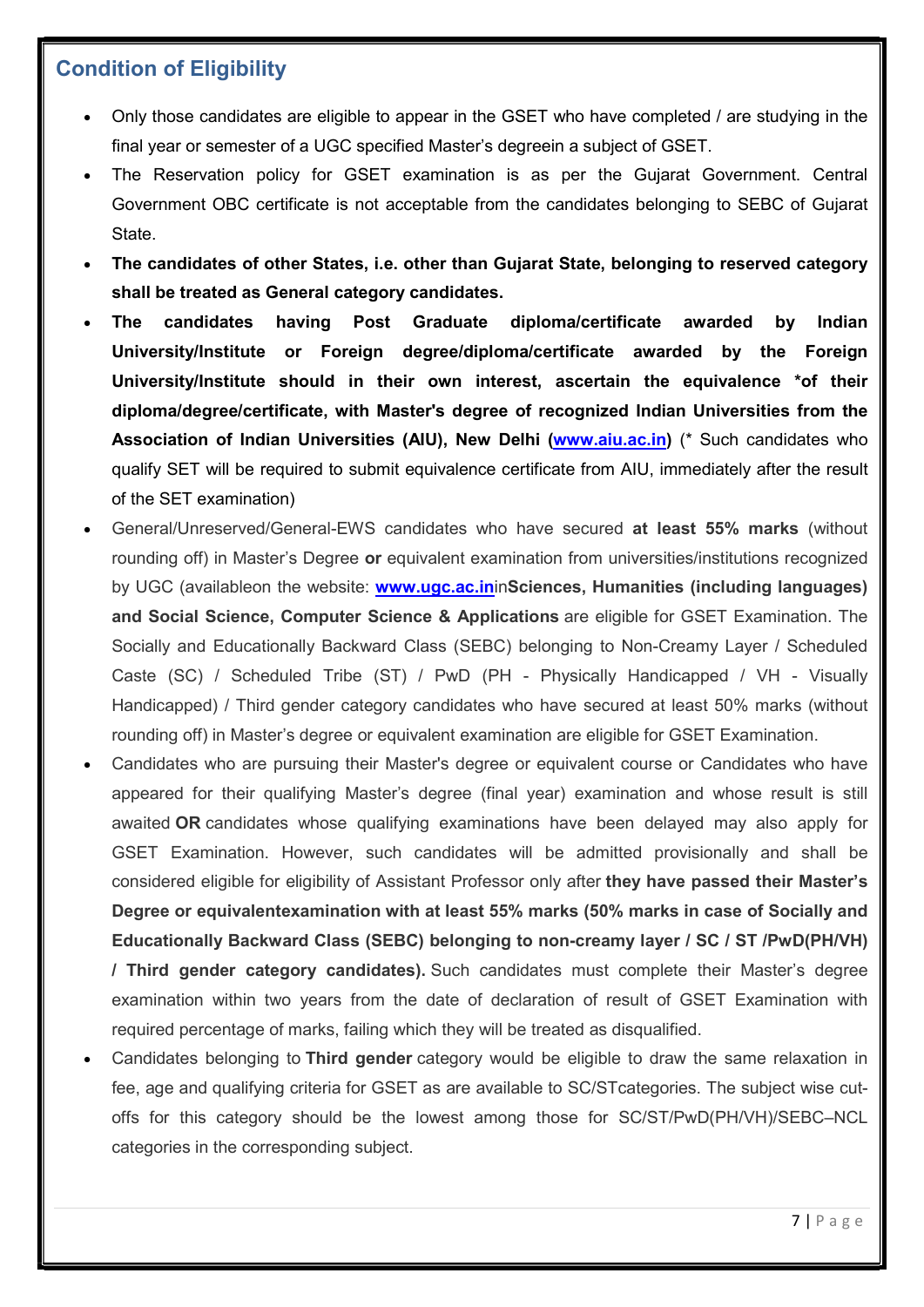## Condition of Eligibility

- Only those candidates are eligible to appear in the GSET who have completed / are studying in the final year or semester of a UGC specified Master's degreein a subject of GSET.
- The Reservation policy for GSET examination is as per the Gujarat Government. Central Government OBC certificate is not acceptable from the candidates belonging to SEBC of Gujarat State.
- **The candidates of other States, i.e. other than Gujarat State, belonging to reserved category shall be treated as General category candidates.**
- **The candidates having Post Graduate diploma/certificate awarded by Indian University/Institute or Foreign degree/diploma/certificate awarded by the Foreign University/Institute should in their own interest, ascertain the equivalence *of their diploma/degree/certificate, with Master's degree of recognized Indian Universities from the Association of Indian Universities (AIU), New Delhi ([www.aiu.ac.in](www.aiu.ac.in))** (* Such candidates who qualify SET will be required to submit equivalence certificate from AIU, immediately after the result of the SET examination)
- General/Unreserved/General-EWS candidates who have secured **at least 55% marks** (without rounding off) in Master's Degree **or** equivalent examination from universities/institutions recognized by UGC (availableon the website: **[www.ugc.ac.in](www.ugc.ac.in)**in**Sciences, Humanities (including languages) and Social Science, Computer Science & Applications** are eligible for GSET Examination. The Socially and Educationally Backward Class (SEBC) belonging to Non-Creamy Layer / Scheduled Caste (SC) / Scheduled Tribe (ST) / PwD (PH - Physically Handicapped / VH - Visually Handicapped) / Third gender category candidates who have secured at least 50% marks (without rounding off) in Master's degree or equivalent examination are eligible for GSET Examination.
- Candidates who are pursuing their Master's degree or equivalent course or Candidates who have appeared for their qualifying Master's degree (final year) examination and whose result is still awaited **OR** candidates whose qualifying examinations have been delayed may also apply for GSET Examination. However, such candidates will be admitted provisionally and shall be considered eligible for eligibility of Assistant Professor only after **they have passed their Master's Degree or equivalentexamination with at least 55% marks (50% marks in case of Socially and Educationally Backward Class (SEBC) belonging to non-creamy layer / SC / ST /PwD(PH/VH) / Third gender category candidates).** Such candidates must complete their Master's degree examination within two years from the date of declaration of result of GSET Examination with required percentage of marks, failing which they will be treated as disqualified.
- Candidates belonging to **Third gender** category would be eligible to draw the same relaxation in fee, age and qualifying criteria for GSET as are available to SC/STcategories. The subject wise cut-offs for this category should be the lowest among those for SC/ST/PwD(PH/VH)/SEBC–NCL categories in the corresponding subject.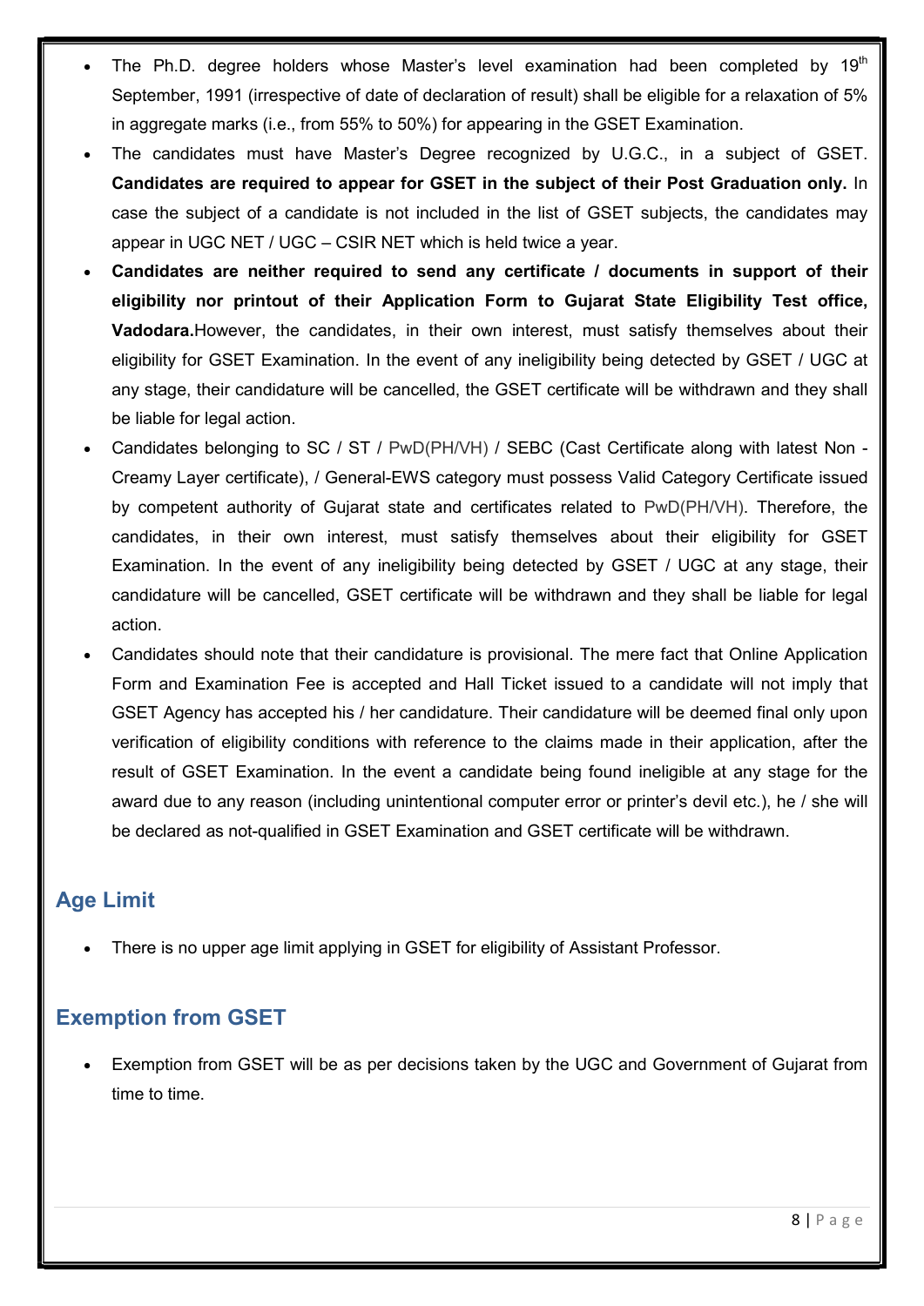- The Ph.D. degree holders whose Master's level examination had been completed by 19th September, 1991 (irrespective of date of declaration of result) shall be eligible for a relaxation of 5% in aggregate marks (i.e., from 55% to 50%) for appearing in the GSET Examination.
- The candidates must have Master's Degree recognized by U.G.C., in a subject of GSET. **Candidates are required to appear for GSET in the subject of their Post Graduation only.** In case the subject of a candidate is not included in the list of GSET subjects, the candidates may appear in UGC NET / UGC – CSIR NET which is held twice a year.
- **Candidates are neither required to send any certificate / documents in support of their eligibility nor printout of their Application Form to Gujarat State Eligibility Test office, Vadodara.**However, the candidates, in their own interest, must satisfy themselves about their eligibility for GSET Examination. In the event of any ineligibility being detected by GSET / UGC at any stage, their candidature will be cancelled, the GSET certificate will be withdrawn and they shall be liable for legal action.
- Candidates belonging to SC / ST / PwD(PH/VH) / SEBC (Cast Certificate along with latest Non - Creamy Layer certificate), / General-EWS category must possess Valid Category Certificate issued by competent authority of Gujarat state and certificates related to PwD(PH/VH). Therefore, the candidates, in their own interest, must satisfy themselves about their eligibility for GSET Examination. In the event of any ineligibility being detected by GSET / UGC at any stage, their candidature will be cancelled, GSET certificate will be withdrawn and they shall be liable for legal action.
- Candidates should note that their candidature is provisional. The mere fact that Online Application Form and Examination Fee is accepted and Hall Ticket issued to a candidate will not imply that GSET Agency has accepted his / her candidature. Their candidature will be deemed final only upon verification of eligibility conditions with reference to the claims made in their application, after the result of GSET Examination. In the event a candidate being found ineligible at any stage for the award due to any reason (including unintentional computer error or printer's devil etc.), he / she will be declared as not-qualified in GSET Examination and GSET certificate will be withdrawn.

## Age Limit

- There is no upper age limit applying in GSET for eligibility of Assistant Professor.

## Exemption from GSET

- Exemption from GSET will be as per decisions taken by the UGC and Government of Gujarat from time to time.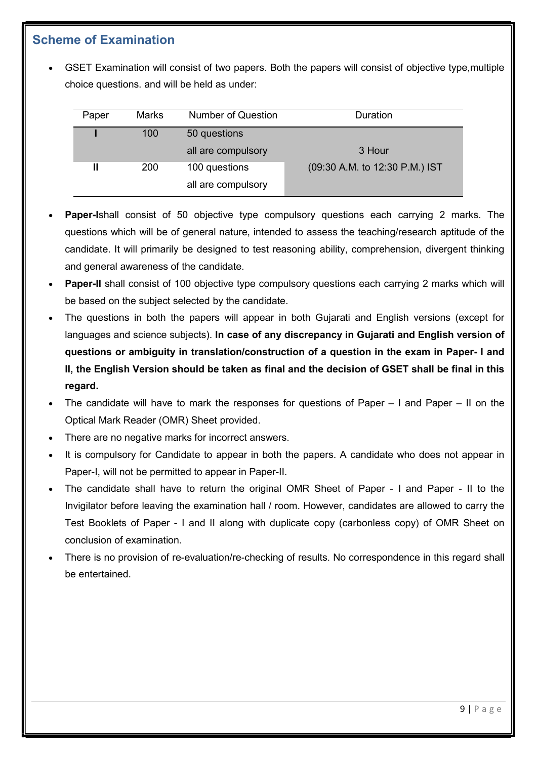## Scheme of Examination

- GSET Examination will consist of two papers. Both the papers will consist of objective type,multiple choice questions. and will be held as under:

| Paper | Marks | Number of Question | Duration |
|---|---|---|---|
| **I** | 100 | 50 questions all are compulsory | 3 Hour (09:30 A.M. to 12:30 P.M.) IST |
| **II** | 200 | 100 questions all are compulsory | |

- **Paper-I**shall consist of 50 objective type compulsory questions each carrying 2 marks. The questions which will be of general nature, intended to assess the teaching/research aptitude of the candidate. It will primarily be designed to test reasoning ability, comprehension, divergent thinking and general awareness of the candidate.
- **Paper-II** shall consist of 100 objective type compulsory questions each carrying 2 marks which will be based on the subject selected by the candidate.
- The questions in both the papers will appear in both Gujarati and English versions (except for languages and science subjects). **In case of any discrepancy in Gujarati and English version of questions or ambiguity in translation/construction of a question in the exam in Paper- I and II, the English Version should be taken as final and the decision of GSET shall be final in this regard.**
- The candidate will have to mark the responses for questions of Paper – I and Paper – II on the Optical Mark Reader (OMR) Sheet provided.
- There are no negative marks for incorrect answers.
- It is compulsory for Candidate to appear in both the papers. A candidate who does not appear in Paper-I, will not be permitted to appear in Paper-II.
- The candidate shall have to return the original OMR Sheet of Paper - I and Paper - II to the Invigilator before leaving the examination hall / room. However, candidates are allowed to carry the Test Booklets of Paper - I and II along with duplicate copy (carbonless copy) of OMR Sheet on conclusion of examination.
- There is no provision of re-evaluation/re-checking of results. No correspondence in this regard shall be entertained.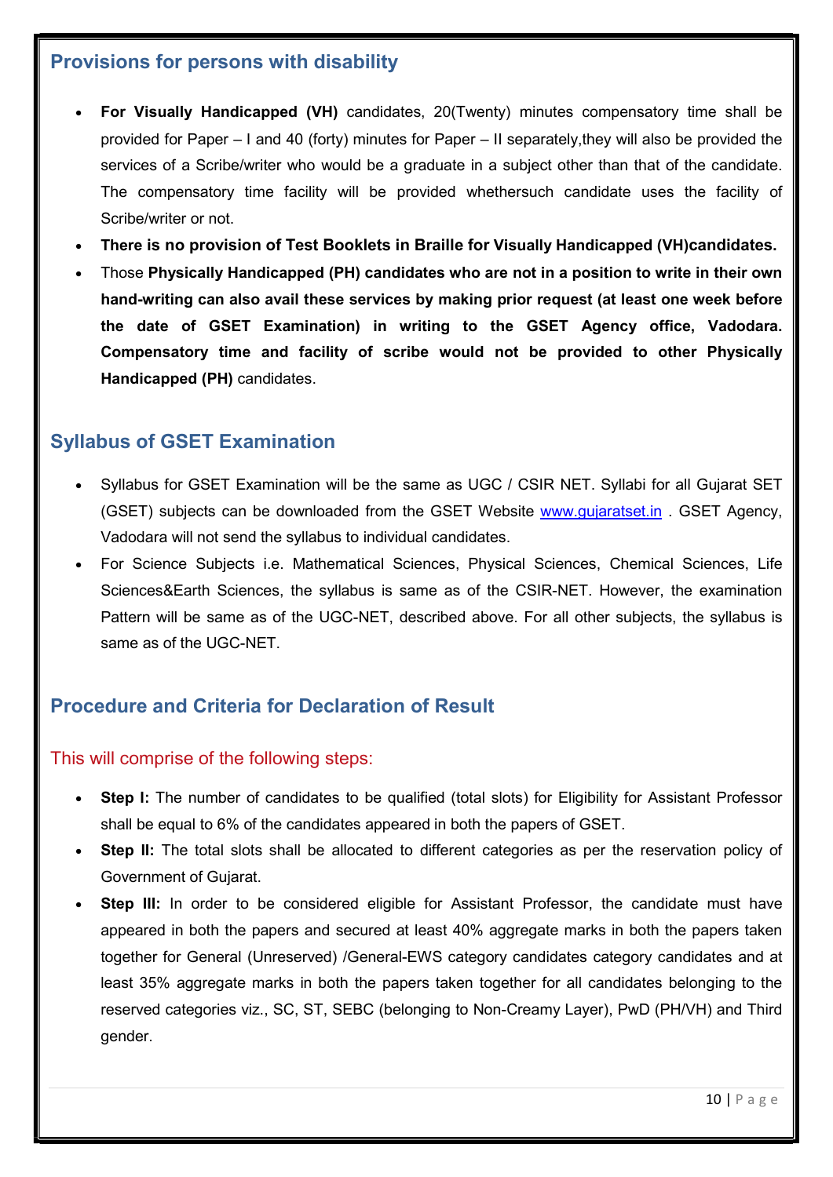## Provisions for persons with disability

- **For Visually Handicapped (VH)** candidates, 20(Twenty) minutes compensatory time shall be provided for Paper – I and 40 (forty) minutes for Paper – II separately,they will also be provided the services of a Scribe/writer who would be a graduate in a subject other than that of the candidate. The compensatory time facility will be provided whethersuch candidate uses the facility of Scribe/writer or not.
- **There is no provision of Test Booklets in Braille for Visually Handicapped (VH)candidates.**
- Those **Physically Handicapped (PH) candidates who are not in a position to write in their own hand-writing can also avail these services by making prior request (at least one week before the date of GSET Examination) in writing to the GSET Agency office, Vadodara. Compensatory time and facility of scribe would not be provided to other Physically Handicapped (PH)** candidates.

## Syllabus of GSET Examination

- Syllabus for GSET Examination will be the same as UGC / CSIR NET. Syllabi for all Gujarat SET (GSET) subjects can be downloaded from the GSET Website www.gujaratset.in . GSET Agency, Vadodara will not send the syllabus to individual candidates.
- For Science Subjects i.e. Mathematical Sciences, Physical Sciences, Chemical Sciences, Life Sciences&Earth Sciences, the syllabus is same as of the CSIR-NET. However, the examination Pattern will be same as of the UGC-NET, described above. For all other subjects, the syllabus is same as of the UGC-NET.

## Procedure and Criteria for Declaration of Result

### This will comprise of the following steps:

- **Step I:** The number of candidates to be qualified (total slots) for Eligibility for Assistant Professor shall be equal to 6% of the candidates appeared in both the papers of GSET.
- **Step II:** The total slots shall be allocated to different categories as per the reservation policy of Government of Gujarat.
- **Step III:** In order to be considered eligible for Assistant Professor, the candidate must have appeared in both the papers and secured at least 40% aggregate marks in both the papers taken together for General (Unreserved) /General-EWS category candidates category candidates and at least 35% aggregate marks in both the papers taken together for all candidates belonging to the reserved categories viz., SC, ST, SEBC (belonging to Non-Creamy Layer), PwD (PH/VH) and Third gender.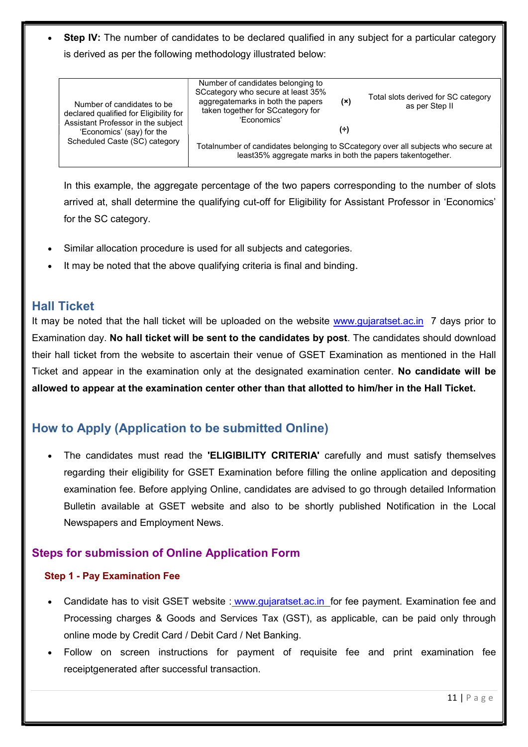- **Step IV:** The number of candidates to be declared qualified in any subject for a particular category is derived as per the following methodology illustrated below:

| Number of candidates to be declared qualified for Eligibility for Assistant Professor in the subject 'Economics' (say) for the Scheduled Caste (SC) category | Number of candidates belonging to SCcategory who secure at least 35% aggregatemarks in both the papers taken together for SCcategory for 'Economics' | (×) | Total slots derived for SC category as per Step II |
|---|---|---|---|
| | | (÷) | |
| | Totalnumber of candidates belonging to SCcategory over all subjects who secure at least35% aggregate marks in both the papers takentogether. | | |

In this example, the aggregate percentage of the two papers corresponding to the number of slots arrived at, shall determine the qualifying cut-off for Eligibility for Assistant Professor in 'Economics' for the SC category.

- Similar allocation procedure is used for all subjects and categories.
- It may be noted that the above qualifying criteria is final and binding.

## Hall Ticket

It may be noted that the hall ticket will be uploaded on the website www.gujaratset.ac.in 7 days prior to Examination day. **No hall ticket will be sent to the candidates by post**. The candidates should download their hall ticket from the website to ascertain their venue of GSET Examination as mentioned in the Hall Ticket and appear in the examination only at the designated examination center. **No candidate will be allowed to appear at the examination center other than that allotted to him/her in the Hall Ticket.**

## How to Apply (Application to be submitted Online)

- The candidates must read the **'ELIGIBILITY CRITERIA'** carefully and must satisfy themselves regarding their eligibility for GSET Examination before filling the online application and depositing examination fee. Before applying Online, candidates are advised to go through detailed Information Bulletin available at GSET website and also to be shortly published Notification in the Local Newspapers and Employment News.

### Steps for submission of Online Application Form

#### Step 1 - Pay Examination Fee

- Candidate has to visit GSET website : www.gujaratset.ac.in for fee payment. Examination fee and Processing charges & Goods and Services Tax (GST), as applicable, can be paid only through online mode by Credit Card / Debit Card / Net Banking.
- Follow on screen instructions for payment of requisite fee and print examination fee receiptgenerated after successful transaction.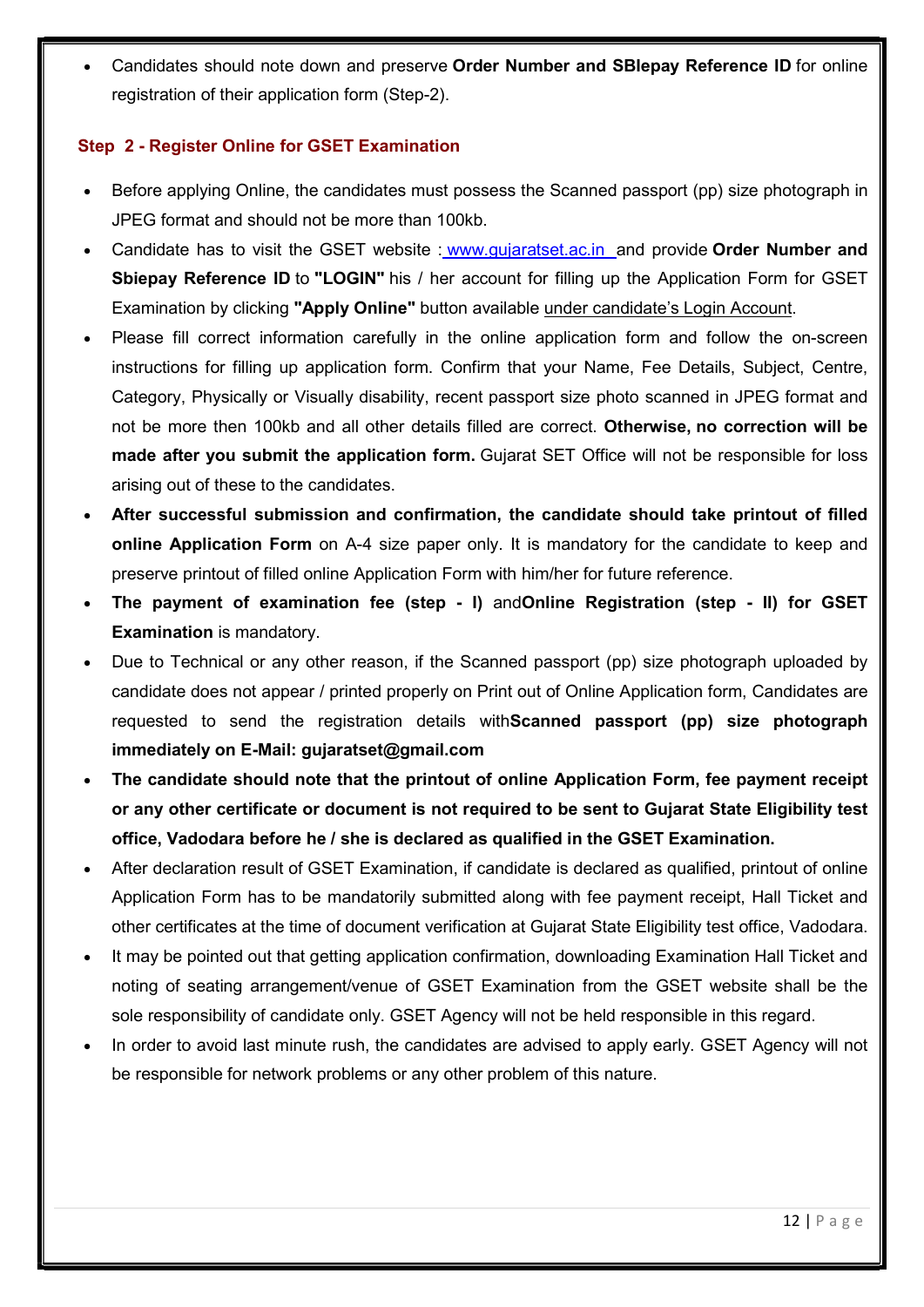- Candidates should note down and preserve **Order Number and SBIepay Reference ID** for online registration of their application form (Step-2).

### Step 2 - Register Online for GSET Examination

- Before applying Online, the candidates must possess the Scanned passport (pp) size photograph in JPEG format and should not be more than 100kb.
- Candidate has to visit the GSET website : www.gujaratset.ac.in and provide **Order Number and Sbiepay Reference ID** to **"LOGIN"** his / her account for filling up the Application Form for GSET Examination by clicking **"Apply Online"** button available under candidate's Login Account.
- Please fill correct information carefully in the online application form and follow the on-screen instructions for filling up application form. Confirm that your Name, Fee Details, Subject, Centre, Category, Physically or Visually disability, recent passport size photo scanned in JPEG format and not be more then 100kb and all other details filled are correct. **Otherwise, no correction will be made after you submit the application form.** Gujarat SET Office will not be responsible for loss arising out of these to the candidates.
- **After successful submission and confirmation, the candidate should take printout of filled online Application Form** on A-4 size paper only. It is mandatory for the candidate to keep and preserve printout of filled online Application Form with him/her for future reference.
- **The payment of examination fee (step - I)** and**Online Registration (step - II) for GSET Examination** is mandatory.
- Due to Technical or any other reason, if the Scanned passport (pp) size photograph uploaded by candidate does not appear / printed properly on Print out of Online Application form, Candidates are requested to send the registration details with**Scanned passport (pp) size photograph immediately on E-Mail: gujaratset@gmail.com**
- **The candidate should note that the printout of online Application Form, fee payment receipt or any other certificate or document is not required to be sent to Gujarat State Eligibility test office, Vadodara before he / she is declared as qualified in the GSET Examination.**
- After declaration result of GSET Examination, if candidate is declared as qualified, printout of online Application Form has to be mandatorily submitted along with fee payment receipt, Hall Ticket and other certificates at the time of document verification at Gujarat State Eligibility test office, Vadodara.
- It may be pointed out that getting application confirmation, downloading Examination Hall Ticket and noting of seating arrangement/venue of GSET Examination from the GSET website shall be the sole responsibility of candidate only. GSET Agency will not be held responsible in this regard.
- In order to avoid last minute rush, the candidates are advised to apply early. GSET Agency will not be responsible for network problems or any other problem of this nature.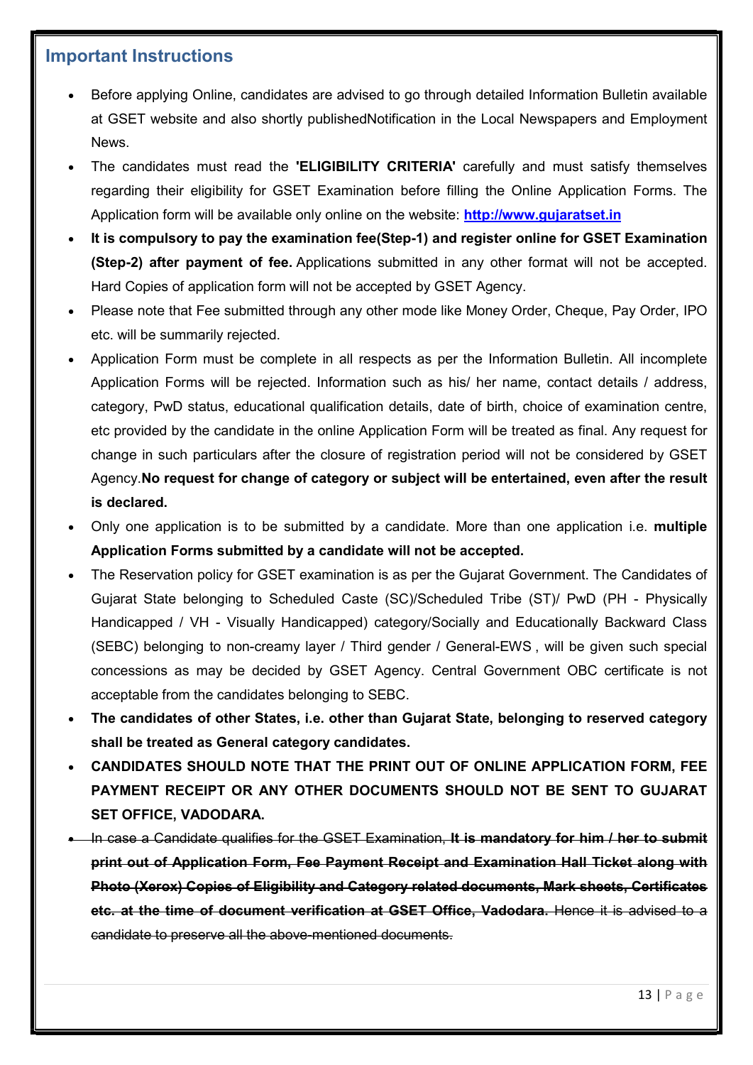## Important Instructions

- Before applying Online, candidates are advised to go through detailed Information Bulletin available at GSET website and also shortly publishedNotification in the Local Newspapers and Employment News.
- The candidates must read the **'ELIGIBILITY CRITERIA'** carefully and must satisfy themselves regarding their eligibility for GSET Examination before filling the Online Application Forms. The Application form will be available only online on the website: **[http://www.gujaratset.in](http://www.gujaratset.in)**
- **It is compulsory to pay the examination fee(Step-1) and register online for GSET Examination (Step-2) after payment of fee.** Applications submitted in any other format will not be accepted. Hard Copies of application form will not be accepted by GSET Agency.
- Please note that Fee submitted through any other mode like Money Order, Cheque, Pay Order, IPO etc. will be summarily rejected.
- Application Form must be complete in all respects as per the Information Bulletin. All incomplete Application Forms will be rejected. Information such as his/ her name, contact details / address, category, PwD status, educational qualification details, date of birth, choice of examination centre, etc provided by the candidate in the online Application Form will be treated as final. Any request for change in such particulars after the closure of registration period will not be considered by GSET Agency.**No request for change of category or subject will be entertained, even after the result is declared.**
- Only one application is to be submitted by a candidate. More than one application i.e. **multiple Application Forms submitted by a candidate will not be accepted.**
- The Reservation policy for GSET examination is as per the Gujarat Government. The Candidates of Gujarat State belonging to Scheduled Caste (SC)/Scheduled Tribe (ST)/ PwD (PH - Physically Handicapped / VH - Visually Handicapped) category/Socially and Educationally Backward Class (SEBC) belonging to non-creamy layer / Third gender / General-EWS , will be given such special concessions as may be decided by GSET Agency. Central Government OBC certificate is not acceptable from the candidates belonging to SEBC.
- **The candidates of other States, i.e. other than Gujarat State, belonging to reserved category shall be treated as General category candidates.**
- **CANDIDATES SHOULD NOTE THAT THE PRINT OUT OF ONLINE APPLICATION FORM, FEE PAYMENT RECEIPT OR ANY OTHER DOCUMENTS SHOULD NOT BE SENT TO GUJARAT SET OFFICE, VADODARA.**
- ~~In case a Candidate qualifies for the GSET Examination, **It is mandatory for him / her to submit print out of Application Form, Fee Payment Receipt and Examination Hall Ticket along with Photo (Xerox) Copies of Eligibility and Category related documents, Mark sheets, Certificates etc. at the time of document verification at GSET Office, Vadodara.** Hence it is advised to a candidate to preserve all the above-mentioned documents.~~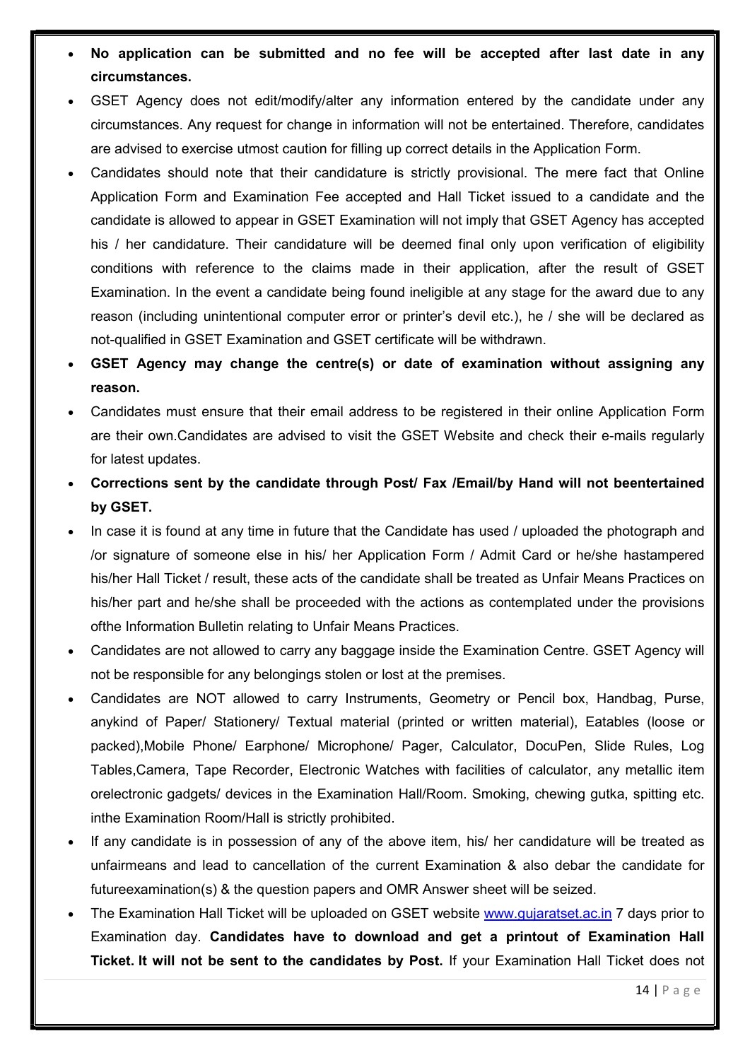- **No application can be submitted and no fee will be accepted after last date in any circumstances.**
- GSET Agency does not edit/modify/alter any information entered by the candidate under any circumstances. Any request for change in information will not be entertained. Therefore, candidates are advised to exercise utmost caution for filling up correct details in the Application Form.
- Candidates should note that their candidature is strictly provisional. The mere fact that Online Application Form and Examination Fee accepted and Hall Ticket issued to a candidate and the candidate is allowed to appear in GSET Examination will not imply that GSET Agency has accepted his / her candidature. Their candidature will be deemed final only upon verification of eligibility conditions with reference to the claims made in their application, after the result of GSET Examination. In the event a candidate being found ineligible at any stage for the award due to any reason (including unintentional computer error or printer's devil etc.), he / she will be declared as not-qualified in GSET Examination and GSET certificate will be withdrawn.
- **GSET Agency may change the centre(s) or date of examination without assigning any reason.**
- Candidates must ensure that their email address to be registered in their online Application Form are their own.Candidates are advised to visit the GSET Website and check their e-mails regularly for latest updates.
- **Corrections sent by the candidate through Post/ Fax /Email/by Hand will not beentertained by GSET.**
- In case it is found at any time in future that the Candidate has used / uploaded the photograph and /or signature of someone else in his/ her Application Form / Admit Card or he/she hastampered his/her Hall Ticket / result, these acts of the candidate shall be treated as Unfair Means Practices on his/her part and he/she shall be proceeded with the actions as contemplated under the provisions ofthe Information Bulletin relating to Unfair Means Practices.
- Candidates are not allowed to carry any baggage inside the Examination Centre. GSET Agency will not be responsible for any belongings stolen or lost at the premises.
- Candidates are NOT allowed to carry Instruments, Geometry or Pencil box, Handbag, Purse, anykind of Paper/ Stationery/ Textual material (printed or written material), Eatables (loose or packed),Mobile Phone/ Earphone/ Microphone/ Pager, Calculator, DocuPen, Slide Rules, Log Tables,Camera, Tape Recorder, Electronic Watches with facilities of calculator, any metallic item orelectronic gadgets/ devices in the Examination Hall/Room. Smoking, chewing gutka, spitting etc. inthe Examination Room/Hall is strictly prohibited.
- If any candidate is in possession of any of the above item, his/ her candidature will be treated as unfairmeans and lead to cancellation of the current Examination & also debar the candidate for futureexamination(s) & the question papers and OMR Answer sheet will be seized.
- The Examination Hall Ticket will be uploaded on GSET website www.gujaratset.ac.in 7 days prior to Examination day. **Candidates have to download and get a printout of Examination Hall Ticket. It will not be sent to the candidates by Post.** If your Examination Hall Ticket does not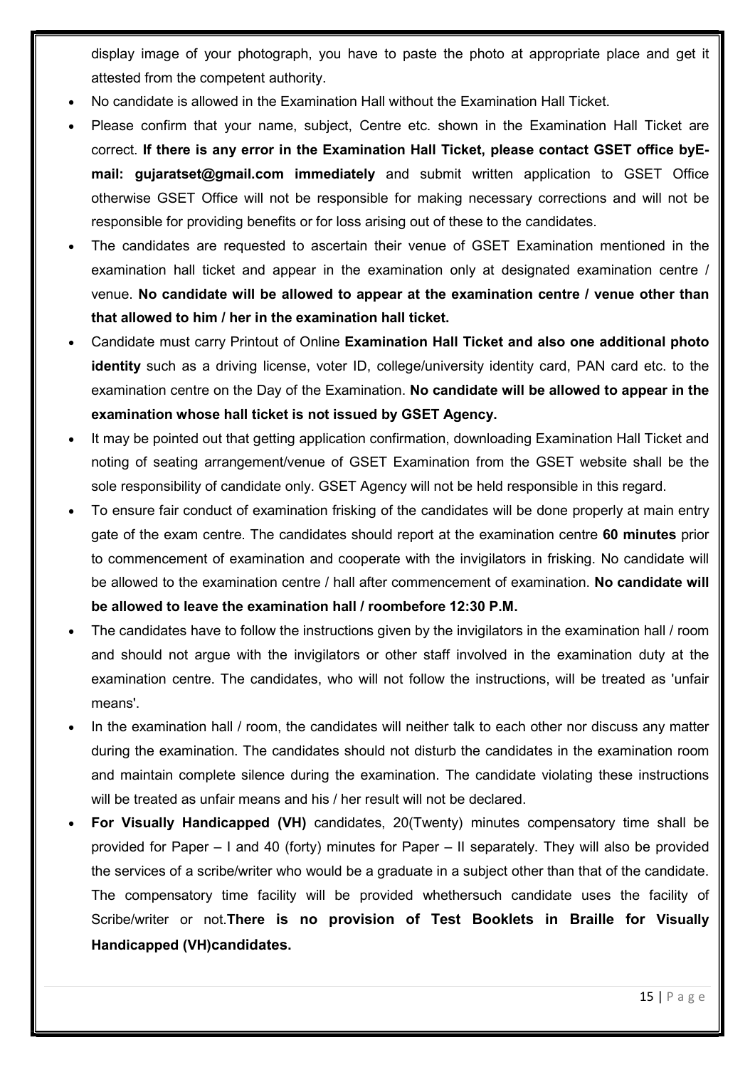display image of your photograph, you have to paste the photo at appropriate place and get it attested from the competent authority.

- No candidate is allowed in the Examination Hall without the Examination Hall Ticket.
- Please confirm that your name, subject, Centre etc. shown in the Examination Hall Ticket are correct. **If there is any error in the Examination Hall Ticket, please contact GSET office byE-mail: gujaratset@gmail.com immediately** and submit written application to GSET Office otherwise GSET Office will not be responsible for making necessary corrections and will not be responsible for providing benefits or for loss arising out of these to the candidates.
- The candidates are requested to ascertain their venue of GSET Examination mentioned in the examination hall ticket and appear in the examination only at designated examination centre / venue. **No candidate will be allowed to appear at the examination centre / venue other than that allowed to him / her in the examination hall ticket.**
- Candidate must carry Printout of Online **Examination Hall Ticket and also one additional photo identity** such as a driving license, voter ID, college/university identity card, PAN card etc. to the examination centre on the Day of the Examination. **No candidate will be allowed to appear in the examination whose hall ticket is not issued by GSET Agency.**
- It may be pointed out that getting application confirmation, downloading Examination Hall Ticket and noting of seating arrangement/venue of GSET Examination from the GSET website shall be the sole responsibility of candidate only. GSET Agency will not be held responsible in this regard.
- To ensure fair conduct of examination frisking of the candidates will be done properly at main entry gate of the exam centre. The candidates should report at the examination centre **60 minutes** prior to commencement of examination and cooperate with the invigilators in frisking. No candidate will be allowed to the examination centre / hall after commencement of examination. **No candidate will be allowed to leave the examination hall / roombefore 12:30 P.M.**
- The candidates have to follow the instructions given by the invigilators in the examination hall / room and should not argue with the invigilators or other staff involved in the examination duty at the examination centre. The candidates, who will not follow the instructions, will be treated as 'unfair means'.
- In the examination hall / room, the candidates will neither talk to each other nor discuss any matter during the examination. The candidates should not disturb the candidates in the examination room and maintain complete silence during the examination. The candidate violating these instructions will be treated as unfair means and his / her result will not be declared.
- **For Visually Handicapped (VH)** candidates, 20(Twenty) minutes compensatory time shall be provided for Paper – I and 40 (forty) minutes for Paper – II separately. They will also be provided the services of a scribe/writer who would be a graduate in a subject other than that of the candidate. The compensatory time facility will be provided whethersuch candidate uses the facility of Scribe/writer or not.**There is no provision of Test Booklets in Braille for Visually Handicapped (VH)candidates.**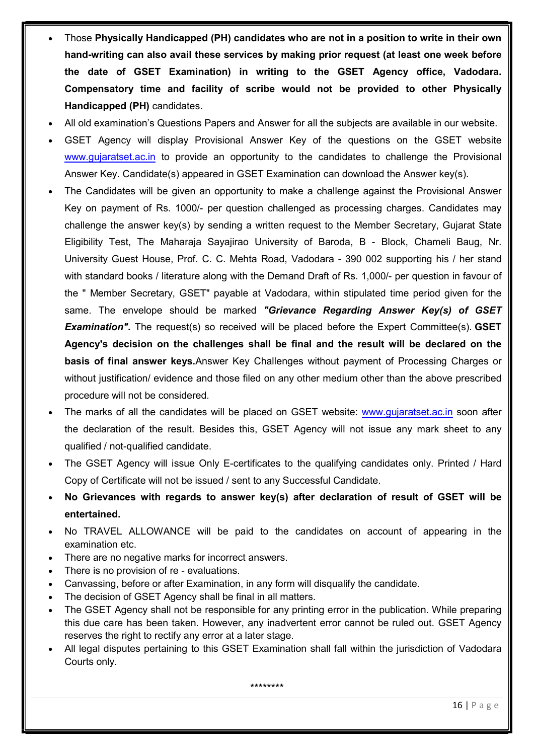- Those **Physically Handicapped (PH) candidates who are not in a position to write in their own hand-writing can also avail these services by making prior request (at least one week before the date of GSET Examination) in writing to the GSET Agency office, Vadodara. Compensatory time and facility of scribe would not be provided to other Physically Handicapped (PH)** candidates.
- All old examination's Questions Papers and Answer for all the subjects are available in our website.
- GSET Agency will display Provisional Answer Key of the questions on the GSET website www.gujaratset.ac.in to provide an opportunity to the candidates to challenge the Provisional Answer Key. Candidate(s) appeared in GSET Examination can download the Answer key(s).
- The Candidates will be given an opportunity to make a challenge against the Provisional Answer Key on payment of Rs. 1000/- per question challenged as processing charges. Candidates may challenge the answer key(s) by sending a written request to the Member Secretary, Gujarat State Eligibility Test, The Maharaja Sayajirao University of Baroda, B - Block, Chameli Baug, Nr. University Guest House, Prof. C. C. Mehta Road, Vadodara - 390 002 supporting his / her stand with standard books / literature along with the Demand Draft of Rs. 1,000/- per question in favour of the " Member Secretary, GSET" payable at Vadodara, within stipulated time period given for the same. The envelope should be marked ***"Grievance Regarding Answer Key(s) of GSET Examination".*** The request(s) so received will be placed before the Expert Committee(s). **GSET Agency's decision on the challenges shall be final and the result will be declared on the basis of final answer keys.** Answer Key Challenges without payment of Processing Charges or without justification/ evidence and those filed on any other medium other than the above prescribed procedure will not be considered.
- The marks of all the candidates will be placed on GSET website: www.gujaratset.ac.in soon after the declaration of the result. Besides this, GSET Agency will not issue any mark sheet to any qualified / not-qualified candidate.
- The GSET Agency will issue Only E-certificates to the qualifying candidates only. Printed / Hard Copy of Certificate will not be issued / sent to any Successful Candidate.
- **No Grievances with regards to answer key(s) after declaration of result of GSET will be entertained.**
- No TRAVEL ALLOWANCE will be paid to the candidates on account of appearing in the examination etc.
- There are no negative marks for incorrect answers.
- There is no provision of re - evaluations.
- Canvassing, before or after Examination, in any form will disqualify the candidate.
- The decision of GSET Agency shall be final in all matters.
- The GSET Agency shall not be responsible for any printing error in the publication. While preparing this due care has been taken. However, any inadvertent error cannot be ruled out. GSET Agency reserves the right to rectify any error at a later stage.
- All legal disputes pertaining to this GSET Examination shall fall within the jurisdiction of Vadodara Courts only.

********